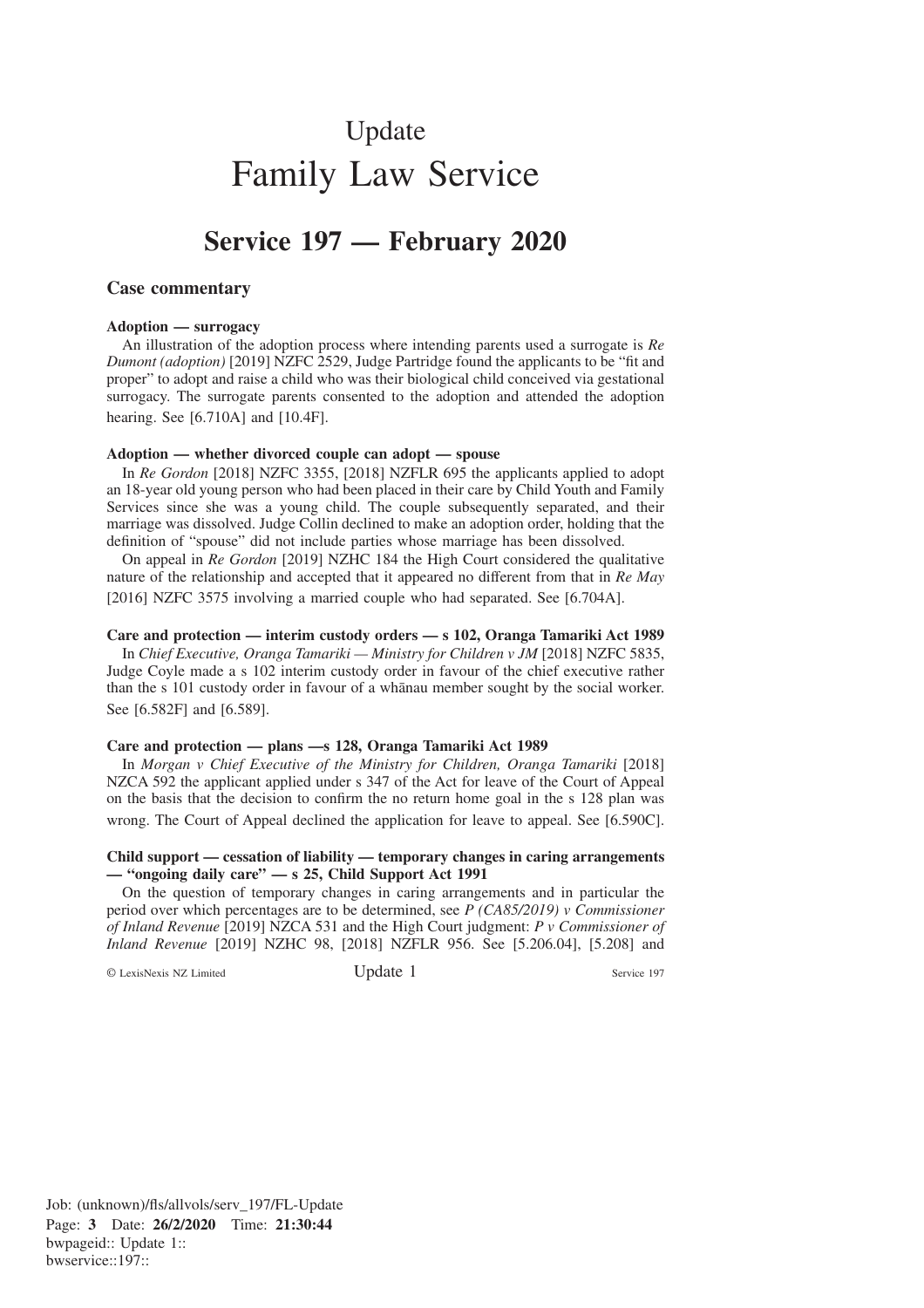# Update
# Family Law Service

## Service 197 — February 2020

### Case commentary

**Adoption — surrogacy**

An illustration of the adoption process where intending parents used a surrogate is *Re Dumont (adoption)* [2019] NZFC 2529, Judge Partridge found the applicants to be "fit and proper" to adopt and raise a child who was their biological child conceived via gestational surrogacy. The surrogate parents consented to the adoption and attended the adoption hearing. See [6.710A] and [10.4F].

**Adoption — whether divorced couple can adopt — spouse**

In *Re Gordon* [2018] NZFC 3355, [2018] NZFLR 695 the applicants applied to adopt an 18-year old young person who had been placed in their care by Child Youth and Family Services since she was a young child. The couple subsequently separated, and their marriage was dissolved. Judge Collin declined to make an adoption order, holding that the definition of "spouse" did not include parties whose marriage has been dissolved.

On appeal in *Re Gordon* [2019] NZHC 184 the High Court considered the qualitative nature of the relationship and accepted that it appeared no different from that in *Re May* [2016] NZFC 3575 involving a married couple who had separated. See [6.704A].

**Care and protection — interim custody orders — s 102, Oranga Tamariki Act 1989**

In *Chief Executive, Oranga Tamariki — Ministry for Children v JM* [2018] NZFC 5835, Judge Coyle made a s 102 interim custody order in favour of the chief executive rather than the s 101 custody order in favour of a whānau member sought by the social worker. See [6.582F] and [6.589].

**Care and protection — plans —s 128, Oranga Tamariki Act 1989**

In *Morgan v Chief Executive of the Ministry for Children, Oranga Tamariki* [2018] NZCA 592 the applicant applied under s 347 of the Act for leave of the Court of Appeal on the basis that the decision to confirm the no return home goal in the s 128 plan was wrong. The Court of Appeal declined the application for leave to appeal. See [6.590C].

**Child support — cessation of liability — temporary changes in caring arrangements — "ongoing daily care" — s 25, Child Support Act 1991**

On the question of temporary changes in caring arrangements and in particular the period over which percentages are to be determined, see *P (CA85/2019) v Commissioner of Inland Revenue* [2019] NZCA 531 and the High Court judgment: *P v Commissioner of Inland Revenue* [2019] NZHC 98, [2018] NZFLR 956. See [5.206.04], [5.208] and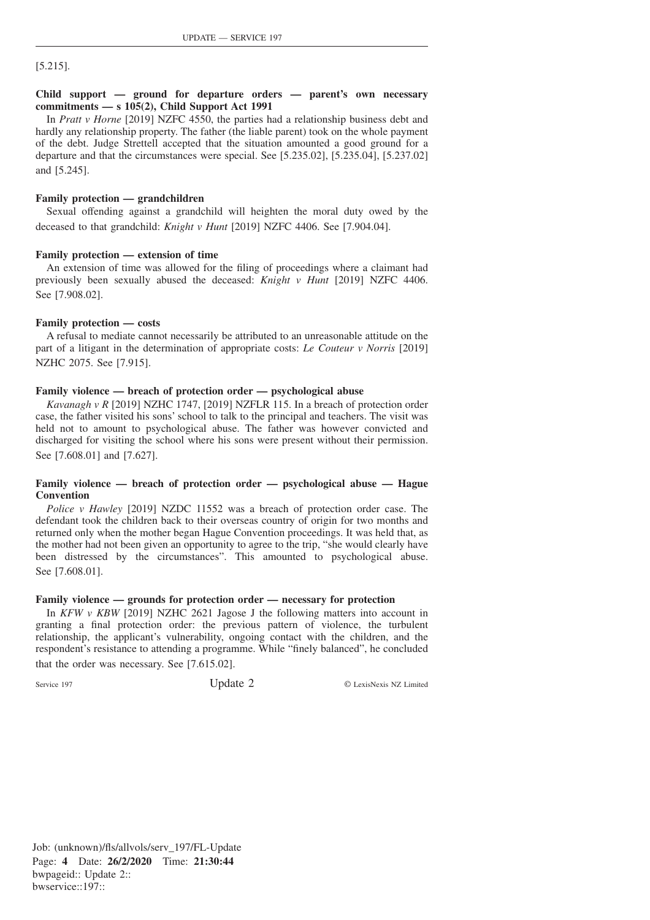[5.215].

**Child support — ground for departure orders — parent's own necessary commitments — s 105(2), Child Support Act 1991**

In *Pratt v Horne* [2019] NZFC 4550, the parties had a relationship business debt and hardly any relationship property. The father (the liable parent) took on the whole payment of the debt. Judge Strettell accepted that the situation amounted a good ground for a departure and that the circumstances were special. See [5.235.02], [5.235.04], [5.237.02] and [5.245].

**Family protection — grandchildren**

Sexual offending against a grandchild will heighten the moral duty owed by the deceased to that grandchild: *Knight v Hunt* [2019] NZFC 4406. See [7.904.04].

**Family protection — extension of time**

An extension of time was allowed for the filing of proceedings where a claimant had previously been sexually abused the deceased: *Knight v Hunt* [2019] NZFC 4406. See [7.908.02].

**Family protection — costs**

A refusal to mediate cannot necessarily be attributed to an unreasonable attitude on the part of a litigant in the determination of appropriate costs: *Le Couteur v Norris* [2019] NZHC 2075. See [7.915].

**Family violence — breach of protection order — psychological abuse**

*Kavanagh v R* [2019] NZHC 1747, [2019] NZFLR 115. In a breach of protection order case, the father visited his sons' school to talk to the principal and teachers. The visit was held not to amount to psychological abuse. The father was however convicted and discharged for visiting the school where his sons were present without their permission. See [7.608.01] and [7.627].

**Family violence — breach of protection order — psychological abuse — Hague Convention**

*Police v Hawley* [2019] NZDC 11552 was a breach of protection order case. The defendant took the children back to their overseas country of origin for two months and returned only when the mother began Hague Convention proceedings. It was held that, as the mother had not been given an opportunity to agree to the trip, "she would clearly have been distressed by the circumstances". This amounted to psychological abuse. See [7.608.01].

**Family violence — grounds for protection order — necessary for protection**

In *KFW v KBW* [2019] NZHC 2621 Jagose J the following matters into account in granting a final protection order: the previous pattern of violence, the turbulent relationship, the applicant's vulnerability, ongoing contact with the children, and the respondent's resistance to attending a programme. While "finely balanced", he concluded that the order was necessary. See [7.615.02].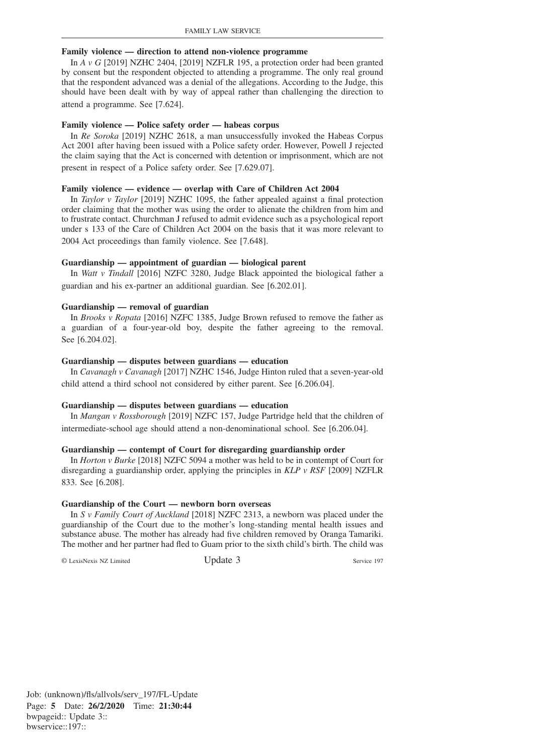**Family violence — direction to attend non-violence programme**

In *A v G* [2019] NZHC 2404, [2019] NZFLR 195, a protection order had been granted by consent but the respondent objected to attending a programme. The only real ground that the respondent advanced was a denial of the allegations. According to the Judge, this should have been dealt with by way of appeal rather than challenging the direction to attend a programme. See [7.624].

**Family violence — Police safety order — habeas corpus**

In *Re Soroka* [2019] NZHC 2618, a man unsuccessfully invoked the Habeas Corpus Act 2001 after having been issued with a Police safety order. However, Powell J rejected the claim saying that the Act is concerned with detention or imprisonment, which are not present in respect of a Police safety order. See [7.629.07].

**Family violence — evidence — overlap with Care of Children Act 2004**

In *Taylor v Taylor* [2019] NZHC 1095, the father appealed against a final protection order claiming that the mother was using the order to alienate the children from him and to frustrate contact. Churchman J refused to admit evidence such as a psychological report under s 133 of the Care of Children Act 2004 on the basis that it was more relevant to 2004 Act proceedings than family violence. See [7.648].

**Guardianship — appointment of guardian — biological parent**

In *Watt v Tindall* [2016] NZFC 3280, Judge Black appointed the biological father a guardian and his ex-partner an additional guardian. See [6.202.01].

**Guardianship — removal of guardian**

In *Brooks v Ropata* [2016] NZFC 1385, Judge Brown refused to remove the father as a guardian of a four-year-old boy, despite the father agreeing to the removal. See [6.204.02].

**Guardianship — disputes between guardians — education**

In *Cavanagh v Cavanagh* [2017] NZHC 1546, Judge Hinton ruled that a seven-year-old child attend a third school not considered by either parent. See [6.206.04].

**Guardianship — disputes between guardians — education**

In *Mangan v Rossborough* [2019] NZFC 157, Judge Partridge held that the children of intermediate-school age should attend a non-denominational school. See [6.206.04].

**Guardianship — contempt of Court for disregarding guardianship order**

In *Horton v Burke* [2018] NZFC 5094 a mother was held to be in contempt of Court for disregarding a guardianship order, applying the principles in *KLP v RSF* [2009] NZFLR 833. See [6.208].

**Guardianship of the Court — newborn born overseas**

In *S v Family Court of Auckland* [2018] NZFC 2313, a newborn was placed under the guardianship of the Court due to the mother's long-standing mental health issues and substance abuse. The mother has already had five children removed by Oranga Tamariki. The mother and her partner had fled to Guam prior to the sixth child's birth. The child was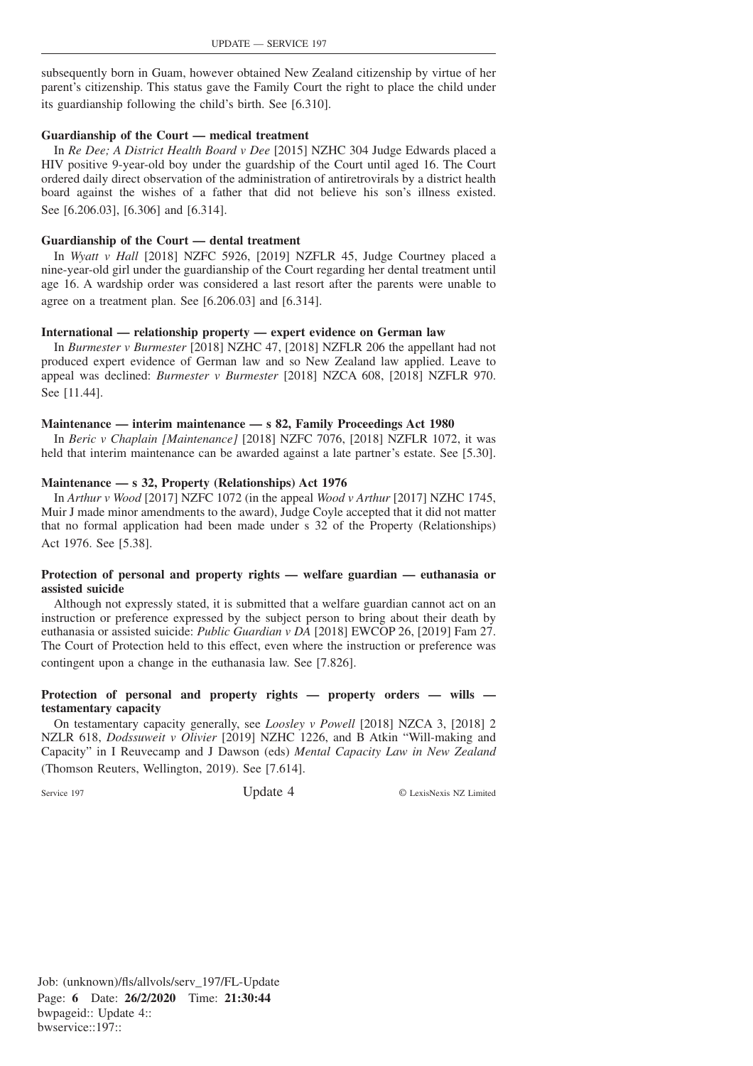subsequently born in Guam, however obtained New Zealand citizenship by virtue of her parent's citizenship. This status gave the Family Court the right to place the child under its guardianship following the child's birth. See [6.310].

**Guardianship of the Court — medical treatment**

In *Re Dee; A District Health Board v Dee* [2015] NZHC 304 Judge Edwards placed a HIV positive 9-year-old boy under the guardship of the Court until aged 16. The Court ordered daily direct observation of the administration of antiretrovirals by a district health board against the wishes of a father that did not believe his son's illness existed. See [6.206.03], [6.306] and [6.314].

**Guardianship of the Court — dental treatment**

In *Wyatt v Hall* [2018] NZFC 5926, [2019] NZFLR 45, Judge Courtney placed a nine-year-old girl under the guardianship of the Court regarding her dental treatment until age 16. A wardship order was considered a last resort after the parents were unable to agree on a treatment plan. See [6.206.03] and [6.314].

**International — relationship property — expert evidence on German law**

In *Burmester v Burmester* [2018] NZHC 47, [2018] NZFLR 206 the appellant had not produced expert evidence of German law and so New Zealand law applied. Leave to appeal was declined: *Burmester v Burmester* [2018] NZCA 608, [2018] NZFLR 970. See [11.44].

**Maintenance — interim maintenance — s 82, Family Proceedings Act 1980**

In *Beric v Chaplain [Maintenance]* [2018] NZFC 7076, [2018] NZFLR 1072, it was held that interim maintenance can be awarded against a late partner's estate. See [5.30].

**Maintenance — s 32, Property (Relationships) Act 1976**

In *Arthur v Wood* [2017] NZFC 1072 (in the appeal *Wood v Arthur* [2017] NZHC 1745, Muir J made minor amendments to the award), Judge Coyle accepted that it did not matter that no formal application had been made under s 32 of the Property (Relationships) Act 1976. See [5.38].

**Protection of personal and property rights — welfare guardian — euthanasia or assisted suicide**

Although not expressly stated, it is submitted that a welfare guardian cannot act on an instruction or preference expressed by the subject person to bring about their death by euthanasia or assisted suicide: *Public Guardian v DA* [2018] EWCOP 26, [2019] Fam 27. The Court of Protection held to this effect, even where the instruction or preference was contingent upon a change in the euthanasia law. See [7.826].

**Protection of personal and property rights — property orders — wills — testamentary capacity**

On testamentary capacity generally, see *Loosley v Powell* [2018] NZCA 3, [2018] 2 NZLR 618, *Dodssuweit v Olivier* [2019] NZHC 1226, and B Atkin "Will-making and Capacity" in I Reuvecamp and J Dawson (eds) *Mental Capacity Law in New Zealand* (Thomson Reuters, Wellington, 2019). See [7.614].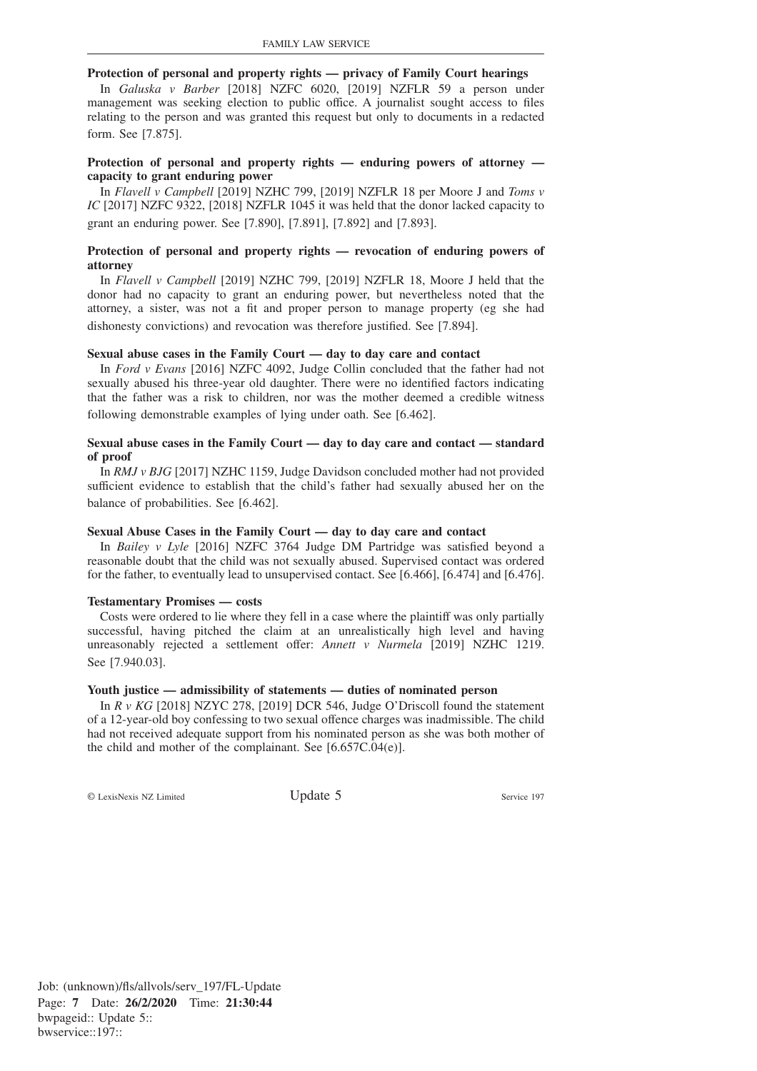**Protection of personal and property rights — privacy of Family Court hearings**

In *Galuska v Barber* [2018] NZFC 6020, [2019] NZFLR 59 a person under management was seeking election to public office. A journalist sought access to files relating to the person and was granted this request but only to documents in a redacted form. See [7.875].

**Protection of personal and property rights — enduring powers of attorney — capacity to grant enduring power**

In *Flavell v Campbell* [2019] NZHC 799, [2019] NZFLR 18 per Moore J and *Toms v IC* [2017] NZFC 9322, [2018] NZFLR 1045 it was held that the donor lacked capacity to grant an enduring power. See [7.890], [7.891], [7.892] and [7.893].

**Protection of personal and property rights — revocation of enduring powers of attorney**

In *Flavell v Campbell* [2019] NZHC 799, [2019] NZFLR 18, Moore J held that the donor had no capacity to grant an enduring power, but nevertheless noted that the attorney, a sister, was not a fit and proper person to manage property (eg she had dishonesty convictions) and revocation was therefore justified. See [7.894].

**Sexual abuse cases in the Family Court — day to day care and contact**

In *Ford v Evans* [2016] NZFC 4092, Judge Collin concluded that the father had not sexually abused his three-year old daughter. There were no identified factors indicating that the father was a risk to children, nor was the mother deemed a credible witness following demonstrable examples of lying under oath. See [6.462].

**Sexual abuse cases in the Family Court — day to day care and contact — standard of proof**

In *RMJ v BJG* [2017] NZHC 1159, Judge Davidson concluded mother had not provided sufficient evidence to establish that the child's father had sexually abused her on the balance of probabilities. See [6.462].

**Sexual Abuse Cases in the Family Court — day to day care and contact**

In *Bailey v Lyle* [2016] NZFC 3764 Judge DM Partridge was satisfied beyond a reasonable doubt that the child was not sexually abused. Supervised contact was ordered for the father, to eventually lead to unsupervised contact. See [6.466], [6.474] and [6.476].

**Testamentary Promises — costs**

Costs were ordered to lie where they fell in a case where the plaintiff was only partially successful, having pitched the claim at an unrealistically high level and having unreasonably rejected a settlement offer: *Annett v Nurmela* [2019] NZHC 1219. See [7.940.03].

**Youth justice — admissibility of statements — duties of nominated person**

In *R v KG* [2018] NZYC 278, [2019] DCR 546, Judge O'Driscoll found the statement of a 12-year-old boy confessing to two sexual offence charges was inadmissible. The child had not received adequate support from his nominated person as she was both mother of the child and mother of the complainant. See [6.657C.04(e)].